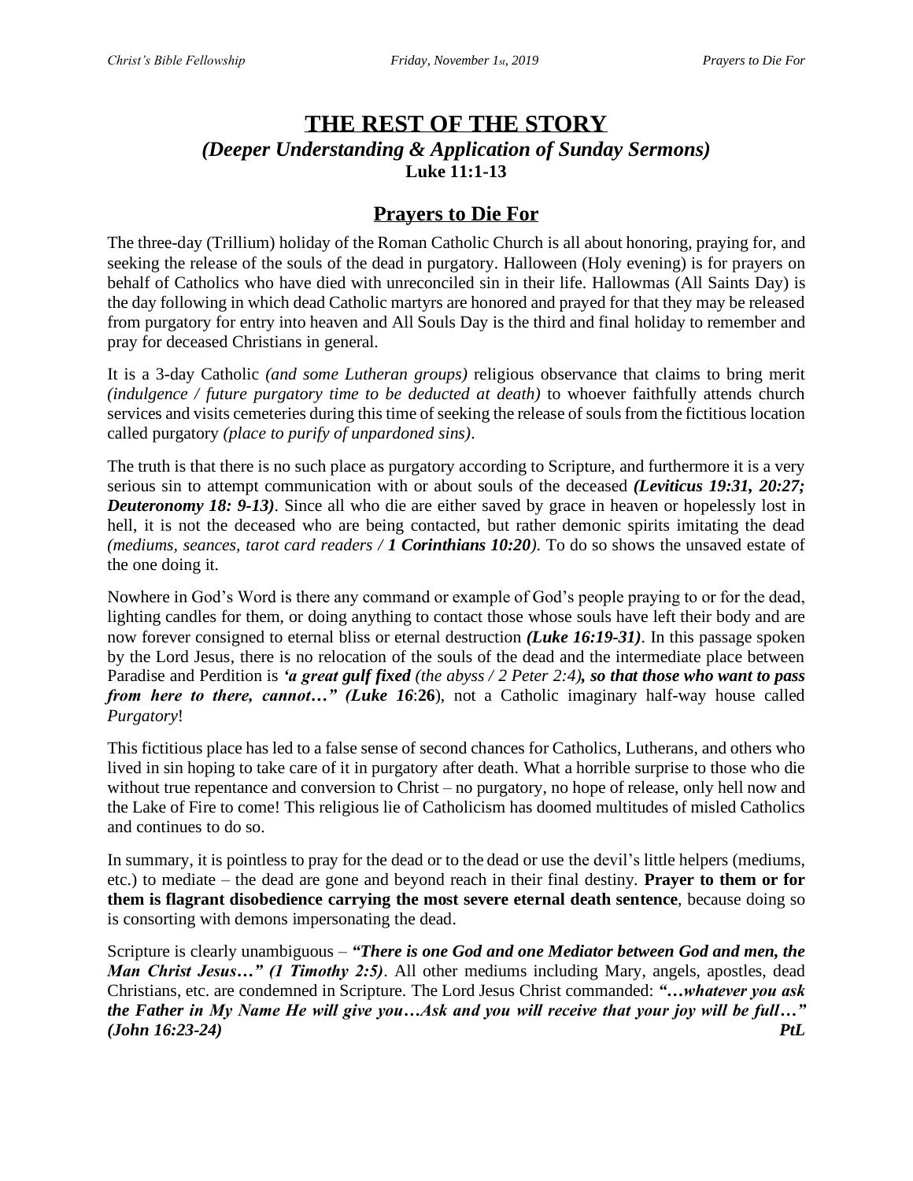# THE REST OF THE STORY

***(Deeper Understanding & Application of Sunday Sermons)***

**Luke 11:1-13**

## Prayers to Die For

The three-day (Trillium) holiday of the Roman Catholic Church is all about honoring, praying for, and seeking the release of the souls of the dead in purgatory. Halloween (Holy evening) is for prayers on behalf of Catholics who have died with unreconciled sin in their life. Hallowmas (All Saints Day) is the day following in which dead Catholic martyrs are honored and prayed for that they may be released from purgatory for entry into heaven and All Souls Day is the third and final holiday to remember and pray for deceased Christians in general.

It is a 3-day Catholic *(and some Lutheran groups)* religious observance that claims to bring merit *(indulgence / future purgatory time to be deducted at death)* to whoever faithfully attends church services and visits cemeteries during this time of seeking the release of souls from the fictitious location called purgatory *(place to purify of unpardoned sins)*.

The truth is that there is no such place as purgatory according to Scripture, and furthermore it is a very serious sin to attempt communication with or about souls of the deceased ***(Leviticus 19:31, 20:27; Deuteronomy 18: 9-13)***. Since all who die are either saved by grace in heaven or hopelessly lost in hell, it is not the deceased who are being contacted, but rather demonic spirits imitating the dead *(mediums, seances, tarot card readers / **1 Corinthians 10:20**)*. To do so shows the unsaved estate of the one doing it.

Nowhere in God's Word is there any command or example of God's people praying to or for the dead, lighting candles for them, or doing anything to contact those whose souls have left their body and are now forever consigned to eternal bliss or eternal destruction ***(Luke 16:19-31)***. In this passage spoken by the Lord Jesus, there is no relocation of the souls of the dead and the intermediate place between Paradise and Perdition is ***'a great gulf fixed** (the abyss / 2 Peter 2:4)**, so that those who want to pass from here to there, cannot…" (Luke 16**:**26**)*, not a Catholic imaginary half-way house called *Purgatory*!

This fictitious place has led to a false sense of second chances for Catholics, Lutherans, and others who lived in sin hoping to take care of it in purgatory after death. What a horrible surprise to those who die without true repentance and conversion to Christ – no purgatory, no hope of release, only hell now and the Lake of Fire to come! This religious lie of Catholicism has doomed multitudes of misled Catholics and continues to do so.

In summary, it is pointless to pray for the dead or to the dead or use the devil's little helpers (mediums, etc.) to mediate – the dead are gone and beyond reach in their final destiny. **Prayer to them or for them is flagrant disobedience carrying the most severe eternal death sentence**, because doing so is consorting with demons impersonating the dead.

Scripture is clearly unambiguous – ***"There is one God and one Mediator between God and men, the Man Christ Jesus…" (1 Timothy 2:5)***. All other mediums including Mary, angels, apostles, dead Christians, etc. are condemned in Scripture. The Lord Jesus Christ commanded: ***"…whatever you ask the Father in My Name He will give you…Ask and you will receive that your joy will be full…" (John 16:23-24)***

***PtL***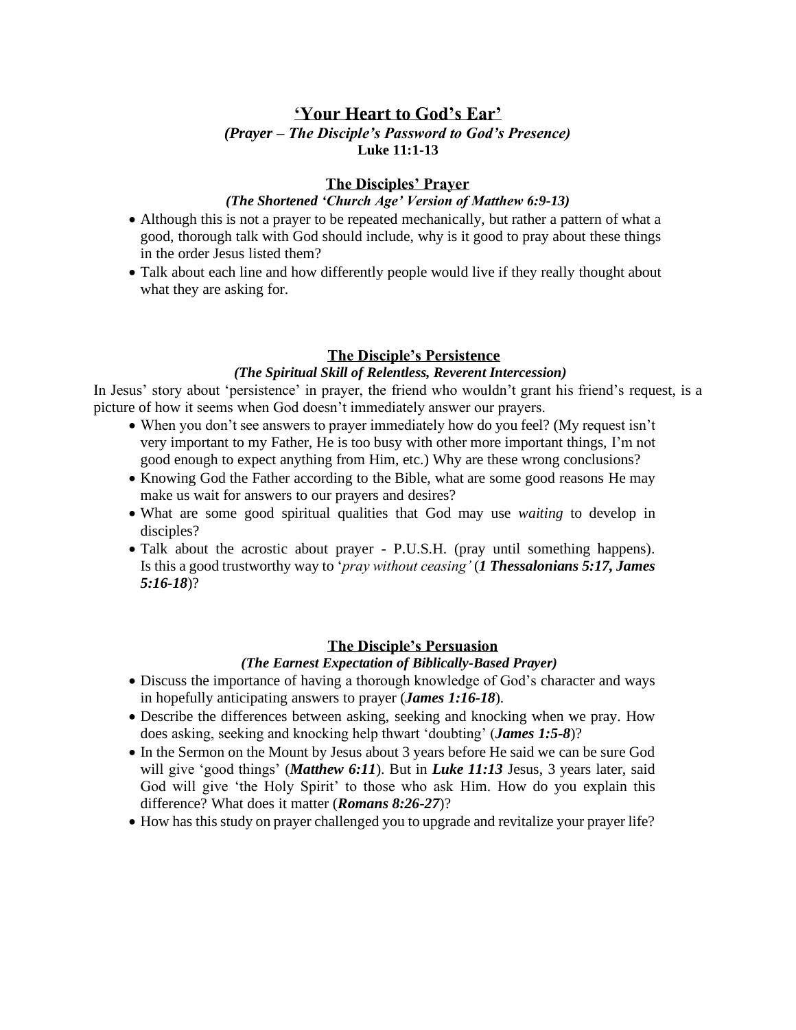# 'Your Heart to God's Ear'

***(Prayer – The Disciple's Password to God's Presence)***

**Luke 11:1-13**

## The Disciples' Prayer

***(The Shortened 'Church Age' Version of Matthew 6:9-13)***

- Although this is not a prayer to be repeated mechanically, but rather a pattern of what a good, thorough talk with God should include, why is it good to pray about these things in the order Jesus listed them?
- Talk about each line and how differently people would live if they really thought about what they are asking for.

## The Disciple's Persistence

***(The Spiritual Skill of Relentless, Reverent Intercession)***

In Jesus' story about 'persistence' in prayer, the friend who wouldn't grant his friend's request, is a picture of how it seems when God doesn't immediately answer our prayers.

- When you don't see answers to prayer immediately how do you feel? (My request isn't very important to my Father, He is too busy with other more important things, I'm not good enough to expect anything from Him, etc.) Why are these wrong conclusions?
- Knowing God the Father according to the Bible, what are some good reasons He may make us wait for answers to our prayers and desires?
- What are some good spiritual qualities that God may use *waiting* to develop in disciples?
- Talk about the acrostic about prayer - P.U.S.H. (pray until something happens). Is this a good trustworthy way to '*pray without ceasing'* (***1 Thessalonians 5:17, James 5:16-18***)?

## The Disciple's Persuasion

***(The Earnest Expectation of Biblically-Based Prayer)***

- Discuss the importance of having a thorough knowledge of God's character and ways in hopefully anticipating answers to prayer (***James 1:16-18***).
- Describe the differences between asking, seeking and knocking when we pray. How does asking, seeking and knocking help thwart 'doubting' (***James 1:5-8***)?
- In the Sermon on the Mount by Jesus about 3 years before He said we can be sure God will give 'good things' (***Matthew 6:11***). But in ***Luke 11:13*** Jesus, 3 years later, said God will give 'the Holy Spirit' to those who ask Him. How do you explain this difference? What does it matter (***Romans 8:26-27***)?
- How has this study on prayer challenged you to upgrade and revitalize your prayer life?